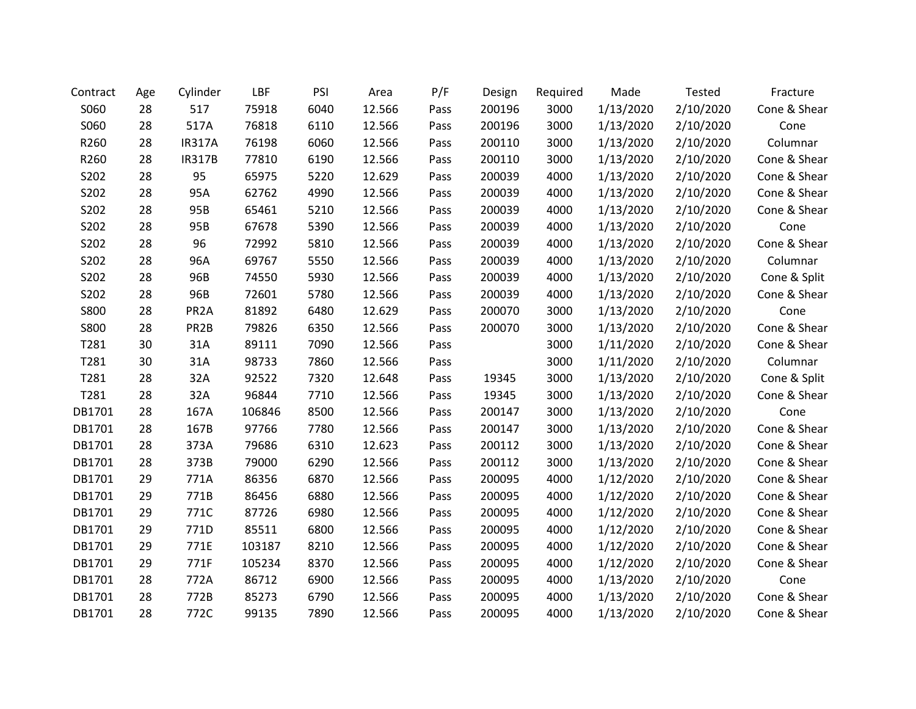| Contract | Age | Cylinder | LBF | PSI | Area | P/F | Design | Required | Made | Tested | Fracture |
|---|---|---|---|---|---|---|---|---|---|---|---|
| S060 | 28 | 517 | 75918 | 6040 | 12.566 | Pass | 200196 | 3000 | 1/13/2020 | 2/10/2020 | Cone & Shear |
| S060 | 28 | 517A | 76818 | 6110 | 12.566 | Pass | 200196 | 3000 | 1/13/2020 | 2/10/2020 | Cone |
| R260 | 28 | IR317A | 76198 | 6060 | 12.566 | Pass | 200110 | 3000 | 1/13/2020 | 2/10/2020 | Columnar |
| R260 | 28 | IR317B | 77810 | 6190 | 12.566 | Pass | 200110 | 3000 | 1/13/2020 | 2/10/2020 | Cone & Shear |
| S202 | 28 | 95 | 65975 | 5220 | 12.629 | Pass | 200039 | 4000 | 1/13/2020 | 2/10/2020 | Cone & Shear |
| S202 | 28 | 95A | 62762 | 4990 | 12.566 | Pass | 200039 | 4000 | 1/13/2020 | 2/10/2020 | Cone & Shear |
| S202 | 28 | 95B | 65461 | 5210 | 12.566 | Pass | 200039 | 4000 | 1/13/2020 | 2/10/2020 | Cone & Shear |
| S202 | 28 | 95B | 67678 | 5390 | 12.566 | Pass | 200039 | 4000 | 1/13/2020 | 2/10/2020 | Cone |
| S202 | 28 | 96 | 72992 | 5810 | 12.566 | Pass | 200039 | 4000 | 1/13/2020 | 2/10/2020 | Cone & Shear |
| S202 | 28 | 96A | 69767 | 5550 | 12.566 | Pass | 200039 | 4000 | 1/13/2020 | 2/10/2020 | Columnar |
| S202 | 28 | 96B | 74550 | 5930 | 12.566 | Pass | 200039 | 4000 | 1/13/2020 | 2/10/2020 | Cone & Split |
| S202 | 28 | 96B | 72601 | 5780 | 12.566 | Pass | 200039 | 4000 | 1/13/2020 | 2/10/2020 | Cone & Shear |
| S800 | 28 | PR2A | 81892 | 6480 | 12.629 | Pass | 200070 | 3000 | 1/13/2020 | 2/10/2020 | Cone |
| S800 | 28 | PR2B | 79826 | 6350 | 12.566 | Pass | 200070 | 3000 | 1/13/2020 | 2/10/2020 | Cone & Shear |
| T281 | 30 | 31A | 89111 | 7090 | 12.566 | Pass | | 3000 | 1/11/2020 | 2/10/2020 | Cone & Shear |
| T281 | 30 | 31A | 98733 | 7860 | 12.566 | Pass | | 3000 | 1/11/2020 | 2/10/2020 | Columnar |
| T281 | 28 | 32A | 92522 | 7320 | 12.648 | Pass | 19345 | 3000 | 1/13/2020 | 2/10/2020 | Cone & Split |
| T281 | 28 | 32A | 96844 | 7710 | 12.566 | Pass | 19345 | 3000 | 1/13/2020 | 2/10/2020 | Cone & Shear |
| DB1701 | 28 | 167A | 106846 | 8500 | 12.566 | Pass | 200147 | 3000 | 1/13/2020 | 2/10/2020 | Cone |
| DB1701 | 28 | 167B | 97766 | 7780 | 12.566 | Pass | 200147 | 3000 | 1/13/2020 | 2/10/2020 | Cone & Shear |
| DB1701 | 28 | 373A | 79686 | 6310 | 12.623 | Pass | 200112 | 3000 | 1/13/2020 | 2/10/2020 | Cone & Shear |
| DB1701 | 28 | 373B | 79000 | 6290 | 12.566 | Pass | 200112 | 3000 | 1/13/2020 | 2/10/2020 | Cone & Shear |
| DB1701 | 29 | 771A | 86356 | 6870 | 12.566 | Pass | 200095 | 4000 | 1/12/2020 | 2/10/2020 | Cone & Shear |
| DB1701 | 29 | 771B | 86456 | 6880 | 12.566 | Pass | 200095 | 4000 | 1/12/2020 | 2/10/2020 | Cone & Shear |
| DB1701 | 29 | 771C | 87726 | 6980 | 12.566 | Pass | 200095 | 4000 | 1/12/2020 | 2/10/2020 | Cone & Shear |
| DB1701 | 29 | 771D | 85511 | 6800 | 12.566 | Pass | 200095 | 4000 | 1/12/2020 | 2/10/2020 | Cone & Shear |
| DB1701 | 29 | 771E | 103187 | 8210 | 12.566 | Pass | 200095 | 4000 | 1/12/2020 | 2/10/2020 | Cone & Shear |
| DB1701 | 29 | 771F | 105234 | 8370 | 12.566 | Pass | 200095 | 4000 | 1/12/2020 | 2/10/2020 | Cone & Shear |
| DB1701 | 28 | 772A | 86712 | 6900 | 12.566 | Pass | 200095 | 4000 | 1/13/2020 | 2/10/2020 | Cone |
| DB1701 | 28 | 772B | 85273 | 6790 | 12.566 | Pass | 200095 | 4000 | 1/13/2020 | 2/10/2020 | Cone & Shear |
| DB1701 | 28 | 772C | 99135 | 7890 | 12.566 | Pass | 200095 | 4000 | 1/13/2020 | 2/10/2020 | Cone & Shear |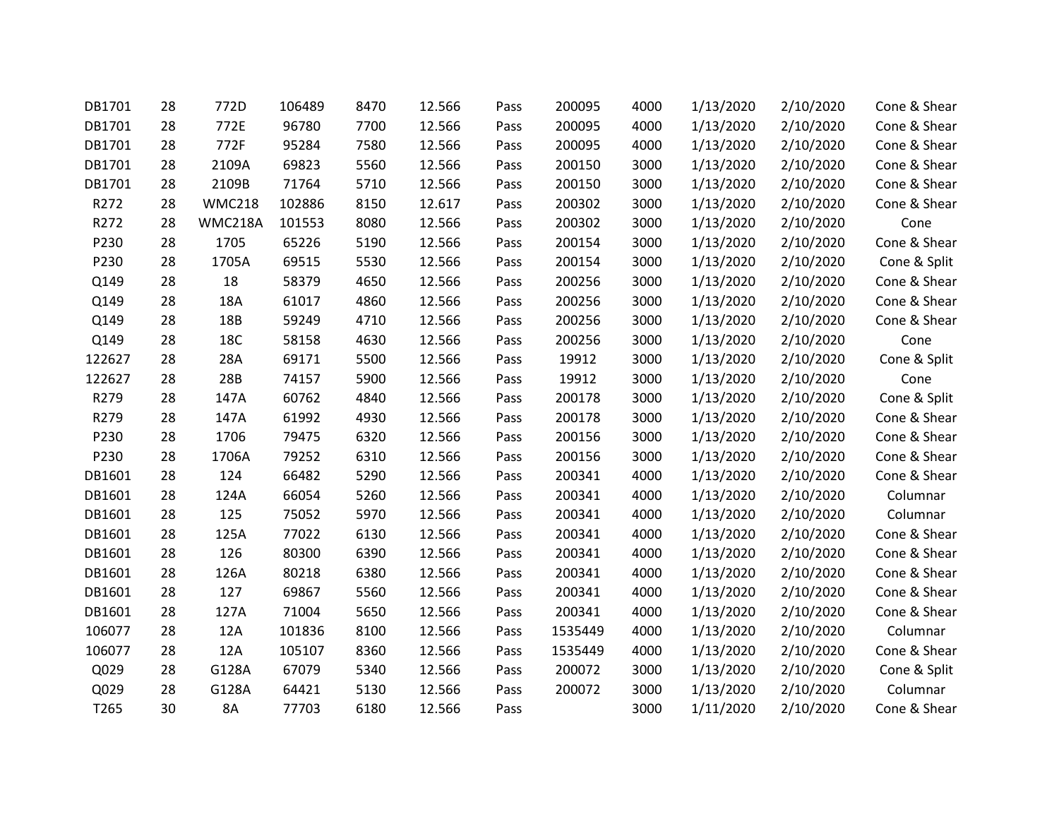| | | | | | | | | | | | |
|---|---|---|---|---|---|---|---|---|---|---|---|
| DB1701 | 28 | 772D | 106489 | 8470 | 12.566 | Pass | 200095 | 4000 | 1/13/2020 | 2/10/2020 | Cone & Shear |
| DB1701 | 28 | 772E | 96780 | 7700 | 12.566 | Pass | 200095 | 4000 | 1/13/2020 | 2/10/2020 | Cone & Shear |
| DB1701 | 28 | 772F | 95284 | 7580 | 12.566 | Pass | 200095 | 4000 | 1/13/2020 | 2/10/2020 | Cone & Shear |
| DB1701 | 28 | 2109A | 69823 | 5560 | 12.566 | Pass | 200150 | 3000 | 1/13/2020 | 2/10/2020 | Cone & Shear |
| DB1701 | 28 | 2109B | 71764 | 5710 | 12.566 | Pass | 200150 | 3000 | 1/13/2020 | 2/10/2020 | Cone & Shear |
| R272 | 28 | WMC218 | 102886 | 8150 | 12.617 | Pass | 200302 | 3000 | 1/13/2020 | 2/10/2020 | Cone & Shear |
| R272 | 28 | WMC218A | 101553 | 8080 | 12.566 | Pass | 200302 | 3000 | 1/13/2020 | 2/10/2020 | Cone |
| P230 | 28 | 1705 | 65226 | 5190 | 12.566 | Pass | 200154 | 3000 | 1/13/2020 | 2/10/2020 | Cone & Shear |
| P230 | 28 | 1705A | 69515 | 5530 | 12.566 | Pass | 200154 | 3000 | 1/13/2020 | 2/10/2020 | Cone & Split |
| Q149 | 28 | 18 | 58379 | 4650 | 12.566 | Pass | 200256 | 3000 | 1/13/2020 | 2/10/2020 | Cone & Shear |
| Q149 | 28 | 18A | 61017 | 4860 | 12.566 | Pass | 200256 | 3000 | 1/13/2020 | 2/10/2020 | Cone & Shear |
| Q149 | 28 | 18B | 59249 | 4710 | 12.566 | Pass | 200256 | 3000 | 1/13/2020 | 2/10/2020 | Cone & Shear |
| Q149 | 28 | 18C | 58158 | 4630 | 12.566 | Pass | 200256 | 3000 | 1/13/2020 | 2/10/2020 | Cone |
| 122627 | 28 | 28A | 69171 | 5500 | 12.566 | Pass | 19912 | 3000 | 1/13/2020 | 2/10/2020 | Cone & Split |
| 122627 | 28 | 28B | 74157 | 5900 | 12.566 | Pass | 19912 | 3000 | 1/13/2020 | 2/10/2020 | Cone |
| R279 | 28 | 147A | 60762 | 4840 | 12.566 | Pass | 200178 | 3000 | 1/13/2020 | 2/10/2020 | Cone & Split |
| R279 | 28 | 147A | 61992 | 4930 | 12.566 | Pass | 200178 | 3000 | 1/13/2020 | 2/10/2020 | Cone & Shear |
| P230 | 28 | 1706 | 79475 | 6320 | 12.566 | Pass | 200156 | 3000 | 1/13/2020 | 2/10/2020 | Cone & Shear |
| P230 | 28 | 1706A | 79252 | 6310 | 12.566 | Pass | 200156 | 3000 | 1/13/2020 | 2/10/2020 | Cone & Shear |
| DB1601 | 28 | 124 | 66482 | 5290 | 12.566 | Pass | 200341 | 4000 | 1/13/2020 | 2/10/2020 | Cone & Shear |
| DB1601 | 28 | 124A | 66054 | 5260 | 12.566 | Pass | 200341 | 4000 | 1/13/2020 | 2/10/2020 | Columnar |
| DB1601 | 28 | 125 | 75052 | 5970 | 12.566 | Pass | 200341 | 4000 | 1/13/2020 | 2/10/2020 | Columnar |
| DB1601 | 28 | 125A | 77022 | 6130 | 12.566 | Pass | 200341 | 4000 | 1/13/2020 | 2/10/2020 | Cone & Shear |
| DB1601 | 28 | 126 | 80300 | 6390 | 12.566 | Pass | 200341 | 4000 | 1/13/2020 | 2/10/2020 | Cone & Shear |
| DB1601 | 28 | 126A | 80218 | 6380 | 12.566 | Pass | 200341 | 4000 | 1/13/2020 | 2/10/2020 | Cone & Shear |
| DB1601 | 28 | 127 | 69867 | 5560 | 12.566 | Pass | 200341 | 4000 | 1/13/2020 | 2/10/2020 | Cone & Shear |
| DB1601 | 28 | 127A | 71004 | 5650 | 12.566 | Pass | 200341 | 4000 | 1/13/2020 | 2/10/2020 | Cone & Shear |
| 106077 | 28 | 12A | 101836 | 8100 | 12.566 | Pass | 1535449 | 4000 | 1/13/2020 | 2/10/2020 | Columnar |
| 106077 | 28 | 12A | 105107 | 8360 | 12.566 | Pass | 1535449 | 4000 | 1/13/2020 | 2/10/2020 | Cone & Shear |
| Q029 | 28 | G128A | 67079 | 5340 | 12.566 | Pass | 200072 | 3000 | 1/13/2020 | 2/10/2020 | Cone & Split |
| Q029 | 28 | G128A | 64421 | 5130 | 12.566 | Pass | 200072 | 3000 | 1/13/2020 | 2/10/2020 | Columnar |
| T265 | 30 | 8A | 77703 | 6180 | 12.566 | Pass | | 3000 | 1/11/2020 | 2/10/2020 | Cone & Shear |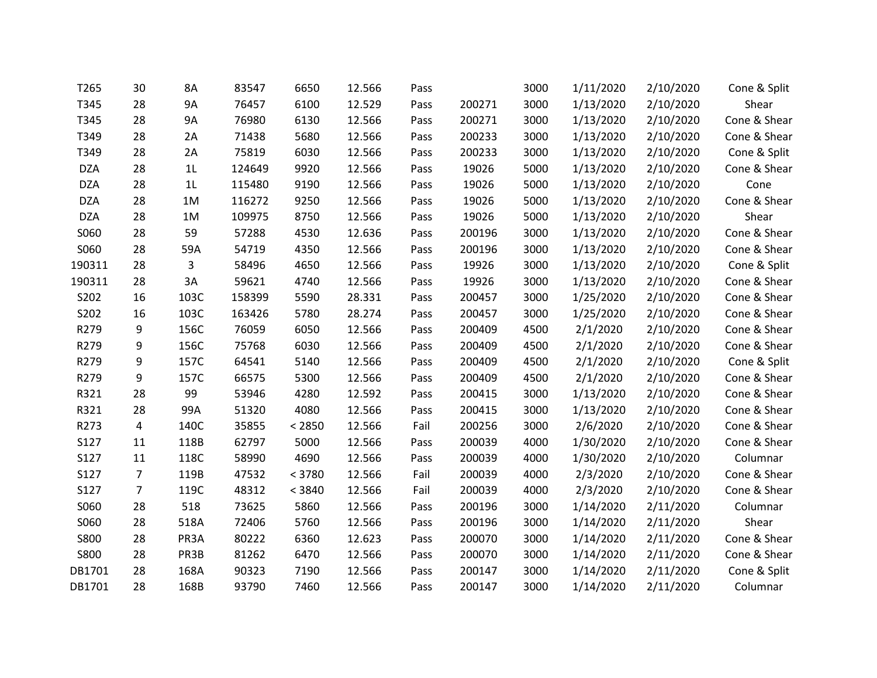| | | | | | | | | | | | |
|---|---|---|---|---|---|---|---|---|---|---|---|
| T265 | 30 | 8A | 83547 | 6650 | 12.566 | Pass | | 3000 | 1/11/2020 | 2/10/2020 | Cone & Split |
| T345 | 28 | 9A | 76457 | 6100 | 12.529 | Pass | 200271 | 3000 | 1/13/2020 | 2/10/2020 | Shear |
| T345 | 28 | 9A | 76980 | 6130 | 12.566 | Pass | 200271 | 3000 | 1/13/2020 | 2/10/2020 | Cone & Shear |
| T349 | 28 | 2A | 71438 | 5680 | 12.566 | Pass | 200233 | 3000 | 1/13/2020 | 2/10/2020 | Cone & Shear |
| T349 | 28 | 2A | 75819 | 6030 | 12.566 | Pass | 200233 | 3000 | 1/13/2020 | 2/10/2020 | Cone & Split |
| DZA | 28 | 1L | 124649 | 9920 | 12.566 | Pass | 19026 | 5000 | 1/13/2020 | 2/10/2020 | Cone & Shear |
| DZA | 28 | 1L | 115480 | 9190 | 12.566 | Pass | 19026 | 5000 | 1/13/2020 | 2/10/2020 | Cone |
| DZA | 28 | 1M | 116272 | 9250 | 12.566 | Pass | 19026 | 5000 | 1/13/2020 | 2/10/2020 | Cone & Shear |
| DZA | 28 | 1M | 109975 | 8750 | 12.566 | Pass | 19026 | 5000 | 1/13/2020 | 2/10/2020 | Shear |
| S060 | 28 | 59 | 57288 | 4530 | 12.636 | Pass | 200196 | 3000 | 1/13/2020 | 2/10/2020 | Cone & Shear |
| S060 | 28 | 59A | 54719 | 4350 | 12.566 | Pass | 200196 | 3000 | 1/13/2020 | 2/10/2020 | Cone & Shear |
| 190311 | 28 | 3 | 58496 | 4650 | 12.566 | Pass | 19926 | 3000 | 1/13/2020 | 2/10/2020 | Cone & Split |
| 190311 | 28 | 3A | 59621 | 4740 | 12.566 | Pass | 19926 | 3000 | 1/13/2020 | 2/10/2020 | Cone & Shear |
| S202 | 16 | 103C | 158399 | 5590 | 28.331 | Pass | 200457 | 3000 | 1/25/2020 | 2/10/2020 | Cone & Shear |
| S202 | 16 | 103C | 163426 | 5780 | 28.274 | Pass | 200457 | 3000 | 1/25/2020 | 2/10/2020 | Cone & Shear |
| R279 | 9 | 156C | 76059 | 6050 | 12.566 | Pass | 200409 | 4500 | 2/1/2020 | 2/10/2020 | Cone & Shear |
| R279 | 9 | 156C | 75768 | 6030 | 12.566 | Pass | 200409 | 4500 | 2/1/2020 | 2/10/2020 | Cone & Shear |
| R279 | 9 | 157C | 64541 | 5140 | 12.566 | Pass | 200409 | 4500 | 2/1/2020 | 2/10/2020 | Cone & Split |
| R279 | 9 | 157C | 66575 | 5300 | 12.566 | Pass | 200409 | 4500 | 2/1/2020 | 2/10/2020 | Cone & Shear |
| R321 | 28 | 99 | 53946 | 4280 | 12.592 | Pass | 200415 | 3000 | 1/13/2020 | 2/10/2020 | Cone & Shear |
| R321 | 28 | 99A | 51320 | 4080 | 12.566 | Pass | 200415 | 3000 | 1/13/2020 | 2/10/2020 | Cone & Shear |
| R273 | 4 | 140C | 35855 | < 2850 | 12.566 | Fail | 200256 | 3000 | 2/6/2020 | 2/10/2020 | Cone & Shear |
| S127 | 11 | 118B | 62797 | 5000 | 12.566 | Pass | 200039 | 4000 | 1/30/2020 | 2/10/2020 | Cone & Shear |
| S127 | 11 | 118C | 58990 | 4690 | 12.566 | Pass | 200039 | 4000 | 1/30/2020 | 2/10/2020 | Columnar |
| S127 | 7 | 119B | 47532 | < 3780 | 12.566 | Fail | 200039 | 4000 | 2/3/2020 | 2/10/2020 | Cone & Shear |
| S127 | 7 | 119C | 48312 | < 3840 | 12.566 | Fail | 200039 | 4000 | 2/3/2020 | 2/10/2020 | Cone & Shear |
| S060 | 28 | 518 | 73625 | 5860 | 12.566 | Pass | 200196 | 3000 | 1/14/2020 | 2/11/2020 | Columnar |
| S060 | 28 | 518A | 72406 | 5760 | 12.566 | Pass | 200196 | 3000 | 1/14/2020 | 2/11/2020 | Shear |
| S800 | 28 | PR3A | 80222 | 6360 | 12.623 | Pass | 200070 | 3000 | 1/14/2020 | 2/11/2020 | Cone & Shear |
| S800 | 28 | PR3B | 81262 | 6470 | 12.566 | Pass | 200070 | 3000 | 1/14/2020 | 2/11/2020 | Cone & Shear |
| DB1701 | 28 | 168A | 90323 | 7190 | 12.566 | Pass | 200147 | 3000 | 1/14/2020 | 2/11/2020 | Cone & Split |
| DB1701 | 28 | 168B | 93790 | 7460 | 12.566 | Pass | 200147 | 3000 | 1/14/2020 | 2/11/2020 | Columnar |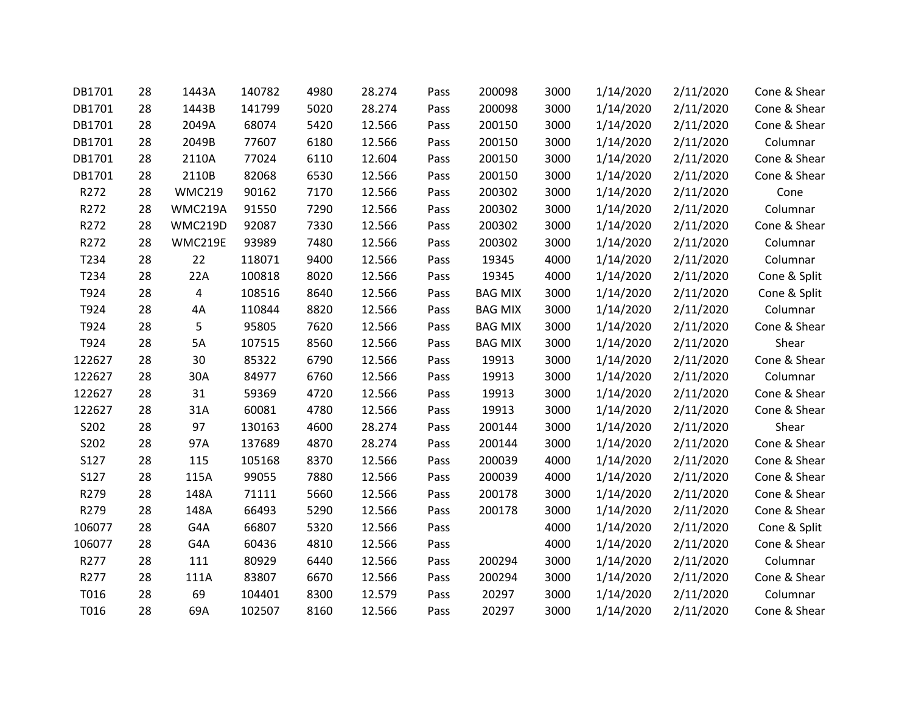| | | | | | | | | | | | |
|---|---|---|---|---|---|---|---|---|---|---|---|
| DB1701 | 28 | 1443A | 140782 | 4980 | 28.274 | Pass | 200098 | 3000 | 1/14/2020 | 2/11/2020 | Cone & Shear |
| DB1701 | 28 | 1443B | 141799 | 5020 | 28.274 | Pass | 200098 | 3000 | 1/14/2020 | 2/11/2020 | Cone & Shear |
| DB1701 | 28 | 2049A | 68074 | 5420 | 12.566 | Pass | 200150 | 3000 | 1/14/2020 | 2/11/2020 | Cone & Shear |
| DB1701 | 28 | 2049B | 77607 | 6180 | 12.566 | Pass | 200150 | 3000 | 1/14/2020 | 2/11/2020 | Columnar |
| DB1701 | 28 | 2110A | 77024 | 6110 | 12.604 | Pass | 200150 | 3000 | 1/14/2020 | 2/11/2020 | Cone & Shear |
| DB1701 | 28 | 2110B | 82068 | 6530 | 12.566 | Pass | 200150 | 3000 | 1/14/2020 | 2/11/2020 | Cone & Shear |
| R272 | 28 | WMC219 | 90162 | 7170 | 12.566 | Pass | 200302 | 3000 | 1/14/2020 | 2/11/2020 | Cone |
| R272 | 28 | WMC219A | 91550 | 7290 | 12.566 | Pass | 200302 | 3000 | 1/14/2020 | 2/11/2020 | Columnar |
| R272 | 28 | WMC219D | 92087 | 7330 | 12.566 | Pass | 200302 | 3000 | 1/14/2020 | 2/11/2020 | Cone & Shear |
| R272 | 28 | WMC219E | 93989 | 7480 | 12.566 | Pass | 200302 | 3000 | 1/14/2020 | 2/11/2020 | Columnar |
| T234 | 28 | 22 | 118071 | 9400 | 12.566 | Pass | 19345 | 4000 | 1/14/2020 | 2/11/2020 | Columnar |
| T234 | 28 | 22A | 100818 | 8020 | 12.566 | Pass | 19345 | 4000 | 1/14/2020 | 2/11/2020 | Cone & Split |
| T924 | 28 | 4 | 108516 | 8640 | 12.566 | Pass | BAG MIX | 3000 | 1/14/2020 | 2/11/2020 | Cone & Split |
| T924 | 28 | 4A | 110844 | 8820 | 12.566 | Pass | BAG MIX | 3000 | 1/14/2020 | 2/11/2020 | Columnar |
| T924 | 28 | 5 | 95805 | 7620 | 12.566 | Pass | BAG MIX | 3000 | 1/14/2020 | 2/11/2020 | Cone & Shear |
| T924 | 28 | 5A | 107515 | 8560 | 12.566 | Pass | BAG MIX | 3000 | 1/14/2020 | 2/11/2020 | Shear |
| 122627 | 28 | 30 | 85322 | 6790 | 12.566 | Pass | 19913 | 3000 | 1/14/2020 | 2/11/2020 | Cone & Shear |
| 122627 | 28 | 30A | 84977 | 6760 | 12.566 | Pass | 19913 | 3000 | 1/14/2020 | 2/11/2020 | Columnar |
| 122627 | 28 | 31 | 59369 | 4720 | 12.566 | Pass | 19913 | 3000 | 1/14/2020 | 2/11/2020 | Cone & Shear |
| 122627 | 28 | 31A | 60081 | 4780 | 12.566 | Pass | 19913 | 3000 | 1/14/2020 | 2/11/2020 | Cone & Shear |
| S202 | 28 | 97 | 130163 | 4600 | 28.274 | Pass | 200144 | 3000 | 1/14/2020 | 2/11/2020 | Shear |
| S202 | 28 | 97A | 137689 | 4870 | 28.274 | Pass | 200144 | 3000 | 1/14/2020 | 2/11/2020 | Cone & Shear |
| S127 | 28 | 115 | 105168 | 8370 | 12.566 | Pass | 200039 | 4000 | 1/14/2020 | 2/11/2020 | Cone & Shear |
| S127 | 28 | 115A | 99055 | 7880 | 12.566 | Pass | 200039 | 4000 | 1/14/2020 | 2/11/2020 | Cone & Shear |
| R279 | 28 | 148A | 71111 | 5660 | 12.566 | Pass | 200178 | 3000 | 1/14/2020 | 2/11/2020 | Cone & Shear |
| R279 | 28 | 148A | 66493 | 5290 | 12.566 | Pass | 200178 | 3000 | 1/14/2020 | 2/11/2020 | Cone & Shear |
| 106077 | 28 | G4A | 66807 | 5320 | 12.566 | Pass | | 4000 | 1/14/2020 | 2/11/2020 | Cone & Split |
| 106077 | 28 | G4A | 60436 | 4810 | 12.566 | Pass | | 4000 | 1/14/2020 | 2/11/2020 | Cone & Shear |
| R277 | 28 | 111 | 80929 | 6440 | 12.566 | Pass | 200294 | 3000 | 1/14/2020 | 2/11/2020 | Columnar |
| R277 | 28 | 111A | 83807 | 6670 | 12.566 | Pass | 200294 | 3000 | 1/14/2020 | 2/11/2020 | Cone & Shear |
| T016 | 28 | 69 | 104401 | 8300 | 12.579 | Pass | 20297 | 3000 | 1/14/2020 | 2/11/2020 | Columnar |
| T016 | 28 | 69A | 102507 | 8160 | 12.566 | Pass | 20297 | 3000 | 1/14/2020 | 2/11/2020 | Cone & Shear |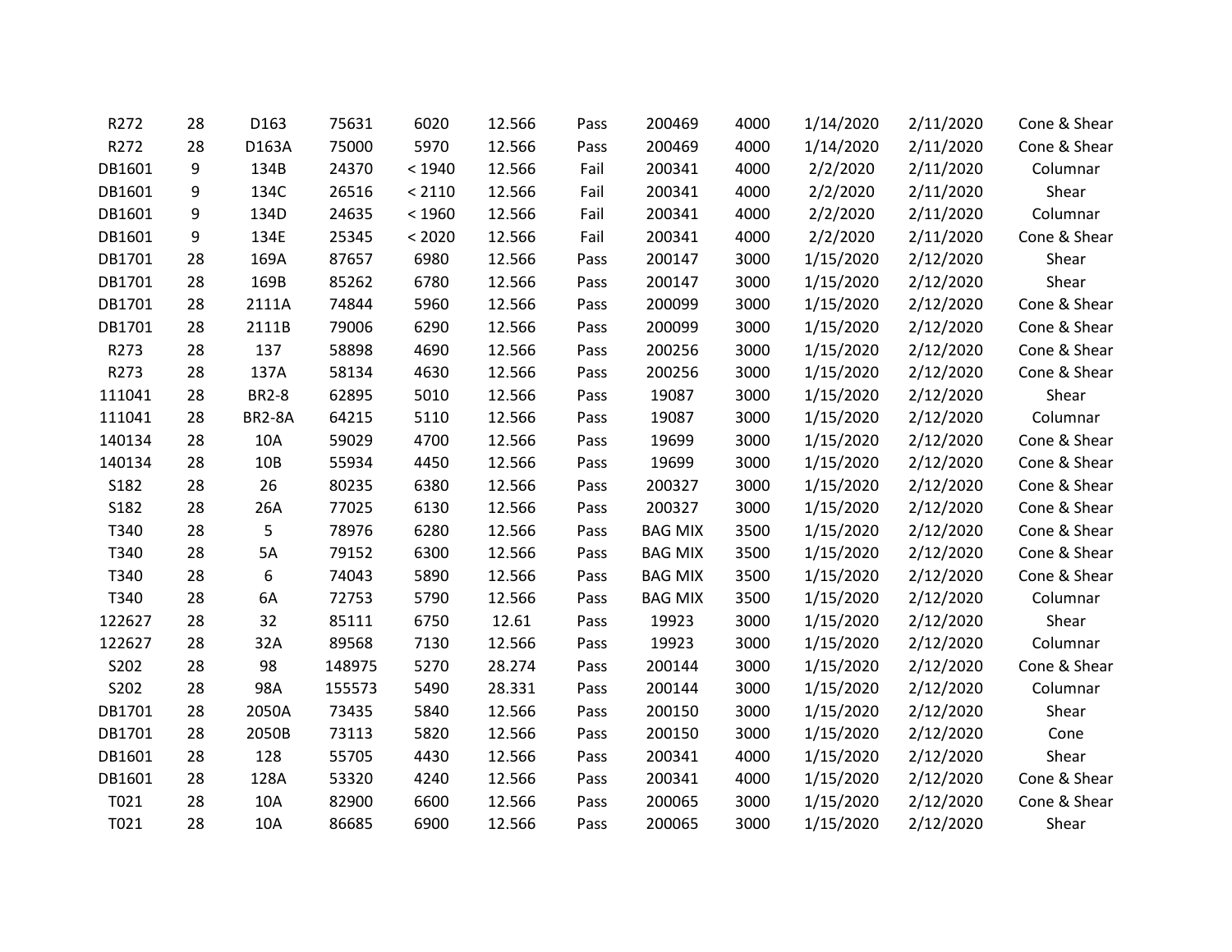| R272 | 28 | D163 | 75631 | 6020 | 12.566 | Pass | 200469 | 4000 | 1/14/2020 | 2/11/2020 | Cone & Shear |
|---|---|---|---|---|---|---|---|---|---|---|---|
| R272 | 28 | D163A | 75000 | 5970 | 12.566 | Pass | 200469 | 4000 | 1/14/2020 | 2/11/2020 | Cone & Shear |
| DB1601 | 9 | 134B | 24370 | < 1940 | 12.566 | Fail | 200341 | 4000 | 2/2/2020 | 2/11/2020 | Columnar |
| DB1601 | 9 | 134C | 26516 | < 2110 | 12.566 | Fail | 200341 | 4000 | 2/2/2020 | 2/11/2020 | Shear |
| DB1601 | 9 | 134D | 24635 | < 1960 | 12.566 | Fail | 200341 | 4000 | 2/2/2020 | 2/11/2020 | Columnar |
| DB1601 | 9 | 134E | 25345 | < 2020 | 12.566 | Fail | 200341 | 4000 | 2/2/2020 | 2/11/2020 | Cone & Shear |
| DB1701 | 28 | 169A | 87657 | 6980 | 12.566 | Pass | 200147 | 3000 | 1/15/2020 | 2/12/2020 | Shear |
| DB1701 | 28 | 169B | 85262 | 6780 | 12.566 | Pass | 200147 | 3000 | 1/15/2020 | 2/12/2020 | Shear |
| DB1701 | 28 | 2111A | 74844 | 5960 | 12.566 | Pass | 200099 | 3000 | 1/15/2020 | 2/12/2020 | Cone & Shear |
| DB1701 | 28 | 2111B | 79006 | 6290 | 12.566 | Pass | 200099 | 3000 | 1/15/2020 | 2/12/2020 | Cone & Shear |
| R273 | 28 | 137 | 58898 | 4690 | 12.566 | Pass | 200256 | 3000 | 1/15/2020 | 2/12/2020 | Cone & Shear |
| R273 | 28 | 137A | 58134 | 4630 | 12.566 | Pass | 200256 | 3000 | 1/15/2020 | 2/12/2020 | Cone & Shear |
| 111041 | 28 | BR2-8 | 62895 | 5010 | 12.566 | Pass | 19087 | 3000 | 1/15/2020 | 2/12/2020 | Shear |
| 111041 | 28 | BR2-8A | 64215 | 5110 | 12.566 | Pass | 19087 | 3000 | 1/15/2020 | 2/12/2020 | Columnar |
| 140134 | 28 | 10A | 59029 | 4700 | 12.566 | Pass | 19699 | 3000 | 1/15/2020 | 2/12/2020 | Cone & Shear |
| 140134 | 28 | 10B | 55934 | 4450 | 12.566 | Pass | 19699 | 3000 | 1/15/2020 | 2/12/2020 | Cone & Shear |
| S182 | 28 | 26 | 80235 | 6380 | 12.566 | Pass | 200327 | 3000 | 1/15/2020 | 2/12/2020 | Cone & Shear |
| S182 | 28 | 26A | 77025 | 6130 | 12.566 | Pass | 200327 | 3000 | 1/15/2020 | 2/12/2020 | Cone & Shear |
| T340 | 28 | 5 | 78976 | 6280 | 12.566 | Pass | BAG MIX | 3500 | 1/15/2020 | 2/12/2020 | Cone & Shear |
| T340 | 28 | 5A | 79152 | 6300 | 12.566 | Pass | BAG MIX | 3500 | 1/15/2020 | 2/12/2020 | Cone & Shear |
| T340 | 28 | 6 | 74043 | 5890 | 12.566 | Pass | BAG MIX | 3500 | 1/15/2020 | 2/12/2020 | Cone & Shear |
| T340 | 28 | 6A | 72753 | 5790 | 12.566 | Pass | BAG MIX | 3500 | 1/15/2020 | 2/12/2020 | Columnar |
| 122627 | 28 | 32 | 85111 | 6750 | 12.61 | Pass | 19923 | 3000 | 1/15/2020 | 2/12/2020 | Shear |
| 122627 | 28 | 32A | 89568 | 7130 | 12.566 | Pass | 19923 | 3000 | 1/15/2020 | 2/12/2020 | Columnar |
| S202 | 28 | 98 | 148975 | 5270 | 28.274 | Pass | 200144 | 3000 | 1/15/2020 | 2/12/2020 | Cone & Shear |
| S202 | 28 | 98A | 155573 | 5490 | 28.331 | Pass | 200144 | 3000 | 1/15/2020 | 2/12/2020 | Columnar |
| DB1701 | 28 | 2050A | 73435 | 5840 | 12.566 | Pass | 200150 | 3000 | 1/15/2020 | 2/12/2020 | Shear |
| DB1701 | 28 | 2050B | 73113 | 5820 | 12.566 | Pass | 200150 | 3000 | 1/15/2020 | 2/12/2020 | Cone |
| DB1601 | 28 | 128 | 55705 | 4430 | 12.566 | Pass | 200341 | 4000 | 1/15/2020 | 2/12/2020 | Shear |
| DB1601 | 28 | 128A | 53320 | 4240 | 12.566 | Pass | 200341 | 4000 | 1/15/2020 | 2/12/2020 | Cone & Shear |
| T021 | 28 | 10A | 82900 | 6600 | 12.566 | Pass | 200065 | 3000 | 1/15/2020 | 2/12/2020 | Cone & Shear |
| T021 | 28 | 10A | 86685 | 6900 | 12.566 | Pass | 200065 | 3000 | 1/15/2020 | 2/12/2020 | Shear |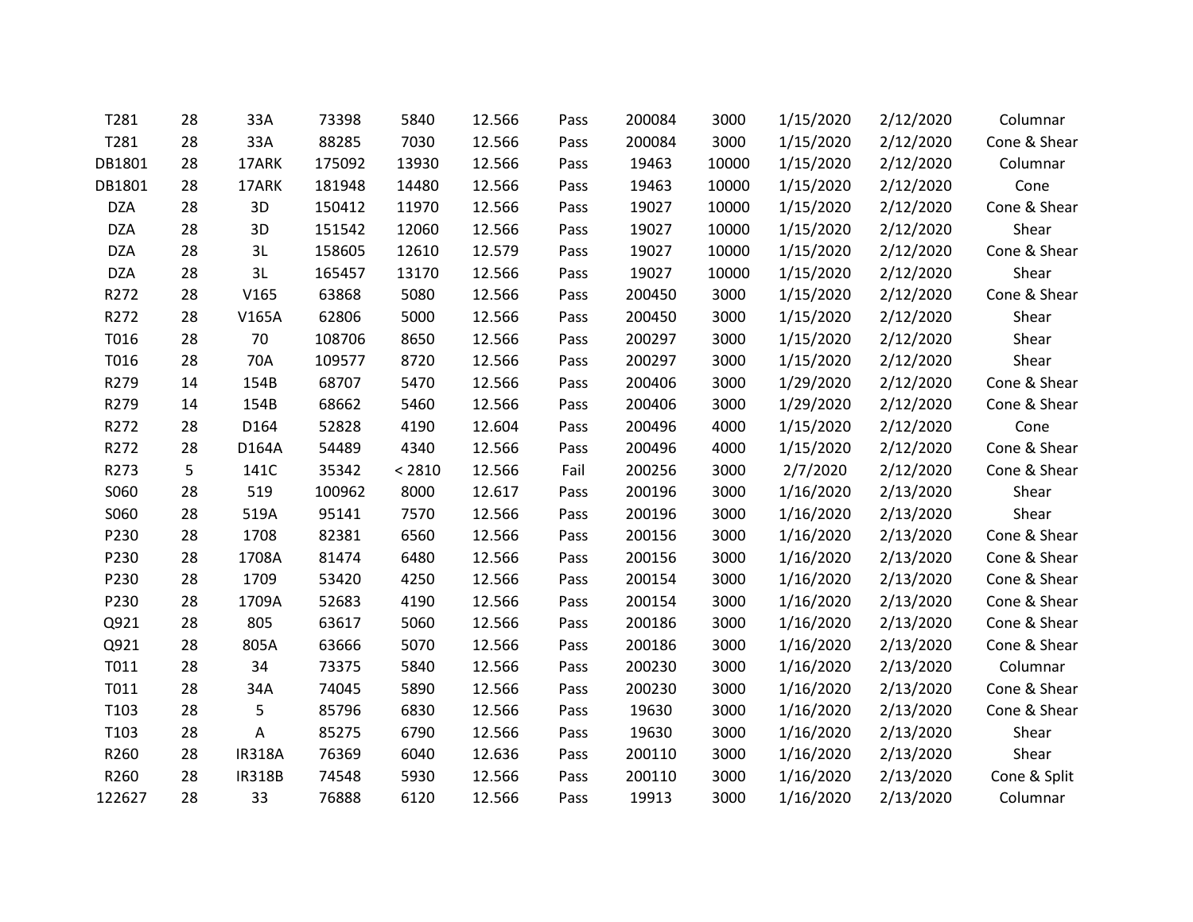| | | | | | | | | | | | |
|---|---|---|---|---|---|---|---|---|---|---|---|
| T281 | 28 | 33A | 73398 | 5840 | 12.566 | Pass | 200084 | 3000 | 1/15/2020 | 2/12/2020 | Columnar |
| T281 | 28 | 33A | 88285 | 7030 | 12.566 | Pass | 200084 | 3000 | 1/15/2020 | 2/12/2020 | Cone & Shear |
| DB1801 | 28 | 17ARK | 175092 | 13930 | 12.566 | Pass | 19463 | 10000 | 1/15/2020 | 2/12/2020 | Columnar |
| DB1801 | 28 | 17ARK | 181948 | 14480 | 12.566 | Pass | 19463 | 10000 | 1/15/2020 | 2/12/2020 | Cone |
| DZA | 28 | 3D | 150412 | 11970 | 12.566 | Pass | 19027 | 10000 | 1/15/2020 | 2/12/2020 | Cone & Shear |
| DZA | 28 | 3D | 151542 | 12060 | 12.566 | Pass | 19027 | 10000 | 1/15/2020 | 2/12/2020 | Shear |
| DZA | 28 | 3L | 158605 | 12610 | 12.579 | Pass | 19027 | 10000 | 1/15/2020 | 2/12/2020 | Cone & Shear |
| DZA | 28 | 3L | 165457 | 13170 | 12.566 | Pass | 19027 | 10000 | 1/15/2020 | 2/12/2020 | Shear |
| R272 | 28 | V165 | 63868 | 5080 | 12.566 | Pass | 200450 | 3000 | 1/15/2020 | 2/12/2020 | Cone & Shear |
| R272 | 28 | V165A | 62806 | 5000 | 12.566 | Pass | 200450 | 3000 | 1/15/2020 | 2/12/2020 | Shear |
| T016 | 28 | 70 | 108706 | 8650 | 12.566 | Pass | 200297 | 3000 | 1/15/2020 | 2/12/2020 | Shear |
| T016 | 28 | 70A | 109577 | 8720 | 12.566 | Pass | 200297 | 3000 | 1/15/2020 | 2/12/2020 | Shear |
| R279 | 14 | 154B | 68707 | 5470 | 12.566 | Pass | 200406 | 3000 | 1/29/2020 | 2/12/2020 | Cone & Shear |
| R279 | 14 | 154B | 68662 | 5460 | 12.566 | Pass | 200406 | 3000 | 1/29/2020 | 2/12/2020 | Cone & Shear |
| R272 | 28 | D164 | 52828 | 4190 | 12.604 | Pass | 200496 | 4000 | 1/15/2020 | 2/12/2020 | Cone |
| R272 | 28 | D164A | 54489 | 4340 | 12.566 | Pass | 200496 | 4000 | 1/15/2020 | 2/12/2020 | Cone & Shear |
| R273 | 5 | 141C | 35342 | < 2810 | 12.566 | Fail | 200256 | 3000 | 2/7/2020 | 2/12/2020 | Cone & Shear |
| S060 | 28 | 519 | 100962 | 8000 | 12.617 | Pass | 200196 | 3000 | 1/16/2020 | 2/13/2020 | Shear |
| S060 | 28 | 519A | 95141 | 7570 | 12.566 | Pass | 200196 | 3000 | 1/16/2020 | 2/13/2020 | Shear |
| P230 | 28 | 1708 | 82381 | 6560 | 12.566 | Pass | 200156 | 3000 | 1/16/2020 | 2/13/2020 | Cone & Shear |
| P230 | 28 | 1708A | 81474 | 6480 | 12.566 | Pass | 200156 | 3000 | 1/16/2020 | 2/13/2020 | Cone & Shear |
| P230 | 28 | 1709 | 53420 | 4250 | 12.566 | Pass | 200154 | 3000 | 1/16/2020 | 2/13/2020 | Cone & Shear |
| P230 | 28 | 1709A | 52683 | 4190 | 12.566 | Pass | 200154 | 3000 | 1/16/2020 | 2/13/2020 | Cone & Shear |
| Q921 | 28 | 805 | 63617 | 5060 | 12.566 | Pass | 200186 | 3000 | 1/16/2020 | 2/13/2020 | Cone & Shear |
| Q921 | 28 | 805A | 63666 | 5070 | 12.566 | Pass | 200186 | 3000 | 1/16/2020 | 2/13/2020 | Cone & Shear |
| T011 | 28 | 34 | 73375 | 5840 | 12.566 | Pass | 200230 | 3000 | 1/16/2020 | 2/13/2020 | Columnar |
| T011 | 28 | 34A | 74045 | 5890 | 12.566 | Pass | 200230 | 3000 | 1/16/2020 | 2/13/2020 | Cone & Shear |
| T103 | 28 | 5 | 85796 | 6830 | 12.566 | Pass | 19630 | 3000 | 1/16/2020 | 2/13/2020 | Cone & Shear |
| T103 | 28 | A | 85275 | 6790 | 12.566 | Pass | 19630 | 3000 | 1/16/2020 | 2/13/2020 | Shear |
| R260 | 28 | IR318A | 76369 | 6040 | 12.636 | Pass | 200110 | 3000 | 1/16/2020 | 2/13/2020 | Shear |
| R260 | 28 | IR318B | 74548 | 5930 | 12.566 | Pass | 200110 | 3000 | 1/16/2020 | 2/13/2020 | Cone & Split |
| 122627 | 28 | 33 | 76888 | 6120 | 12.566 | Pass | 19913 | 3000 | 1/16/2020 | 2/13/2020 | Columnar |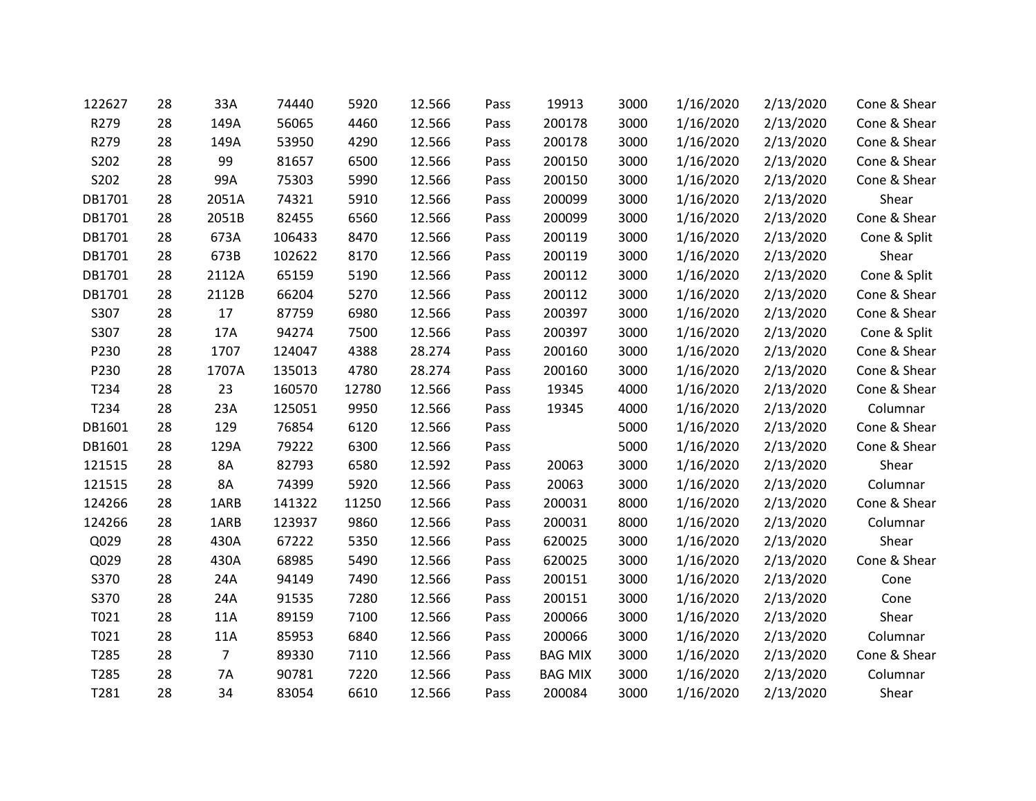| | | | | | | | | | | | |
|---|---|---|---|---|---|---|---|---|---|---|---|
| 122627 | 28 | 33A | 74440 | 5920 | 12.566 | Pass | 19913 | 3000 | 1/16/2020 | 2/13/2020 | Cone & Shear |
| R279 | 28 | 149A | 56065 | 4460 | 12.566 | Pass | 200178 | 3000 | 1/16/2020 | 2/13/2020 | Cone & Shear |
| R279 | 28 | 149A | 53950 | 4290 | 12.566 | Pass | 200178 | 3000 | 1/16/2020 | 2/13/2020 | Cone & Shear |
| S202 | 28 | 99 | 81657 | 6500 | 12.566 | Pass | 200150 | 3000 | 1/16/2020 | 2/13/2020 | Cone & Shear |
| S202 | 28 | 99A | 75303 | 5990 | 12.566 | Pass | 200150 | 3000 | 1/16/2020 | 2/13/2020 | Cone & Shear |
| DB1701 | 28 | 2051A | 74321 | 5910 | 12.566 | Pass | 200099 | 3000 | 1/16/2020 | 2/13/2020 | Shear |
| DB1701 | 28 | 2051B | 82455 | 6560 | 12.566 | Pass | 200099 | 3000 | 1/16/2020 | 2/13/2020 | Cone & Shear |
| DB1701 | 28 | 673A | 106433 | 8470 | 12.566 | Pass | 200119 | 3000 | 1/16/2020 | 2/13/2020 | Cone & Split |
| DB1701 | 28 | 673B | 102622 | 8170 | 12.566 | Pass | 200119 | 3000 | 1/16/2020 | 2/13/2020 | Shear |
| DB1701 | 28 | 2112A | 65159 | 5190 | 12.566 | Pass | 200112 | 3000 | 1/16/2020 | 2/13/2020 | Cone & Split |
| DB1701 | 28 | 2112B | 66204 | 5270 | 12.566 | Pass | 200112 | 3000 | 1/16/2020 | 2/13/2020 | Cone & Shear |
| S307 | 28 | 17 | 87759 | 6980 | 12.566 | Pass | 200397 | 3000 | 1/16/2020 | 2/13/2020 | Cone & Shear |
| S307 | 28 | 17A | 94274 | 7500 | 12.566 | Pass | 200397 | 3000 | 1/16/2020 | 2/13/2020 | Cone & Split |
| P230 | 28 | 1707 | 124047 | 4388 | 28.274 | Pass | 200160 | 3000 | 1/16/2020 | 2/13/2020 | Cone & Shear |
| P230 | 28 | 1707A | 135013 | 4780 | 28.274 | Pass | 200160 | 3000 | 1/16/2020 | 2/13/2020 | Cone & Shear |
| T234 | 28 | 23 | 160570 | 12780 | 12.566 | Pass | 19345 | 4000 | 1/16/2020 | 2/13/2020 | Cone & Shear |
| T234 | 28 | 23A | 125051 | 9950 | 12.566 | Pass | 19345 | 4000 | 1/16/2020 | 2/13/2020 | Columnar |
| DB1601 | 28 | 129 | 76854 | 6120 | 12.566 | Pass | | 5000 | 1/16/2020 | 2/13/2020 | Cone & Shear |
| DB1601 | 28 | 129A | 79222 | 6300 | 12.566 | Pass | | 5000 | 1/16/2020 | 2/13/2020 | Cone & Shear |
| 121515 | 28 | 8A | 82793 | 6580 | 12.592 | Pass | 20063 | 3000 | 1/16/2020 | 2/13/2020 | Shear |
| 121515 | 28 | 8A | 74399 | 5920 | 12.566 | Pass | 20063 | 3000 | 1/16/2020 | 2/13/2020 | Columnar |
| 124266 | 28 | 1ARB | 141322 | 11250 | 12.566 | Pass | 200031 | 8000 | 1/16/2020 | 2/13/2020 | Cone & Shear |
| 124266 | 28 | 1ARB | 123937 | 9860 | 12.566 | Pass | 200031 | 8000 | 1/16/2020 | 2/13/2020 | Columnar |
| Q029 | 28 | 430A | 67222 | 5350 | 12.566 | Pass | 620025 | 3000 | 1/16/2020 | 2/13/2020 | Shear |
| Q029 | 28 | 430A | 68985 | 5490 | 12.566 | Pass | 620025 | 3000 | 1/16/2020 | 2/13/2020 | Cone & Shear |
| S370 | 28 | 24A | 94149 | 7490 | 12.566 | Pass | 200151 | 3000 | 1/16/2020 | 2/13/2020 | Cone |
| S370 | 28 | 24A | 91535 | 7280 | 12.566 | Pass | 200151 | 3000 | 1/16/2020 | 2/13/2020 | Cone |
| T021 | 28 | 11A | 89159 | 7100 | 12.566 | Pass | 200066 | 3000 | 1/16/2020 | 2/13/2020 | Shear |
| T021 | 28 | 11A | 85953 | 6840 | 12.566 | Pass | 200066 | 3000 | 1/16/2020 | 2/13/2020 | Columnar |
| T285 | 28 | 7 | 89330 | 7110 | 12.566 | Pass | BAG MIX | 3000 | 1/16/2020 | 2/13/2020 | Cone & Shear |
| T285 | 28 | 7A | 90781 | 7220 | 12.566 | Pass | BAG MIX | 3000 | 1/16/2020 | 2/13/2020 | Columnar |
| T281 | 28 | 34 | 83054 | 6610 | 12.566 | Pass | 200084 | 3000 | 1/16/2020 | 2/13/2020 | Shear |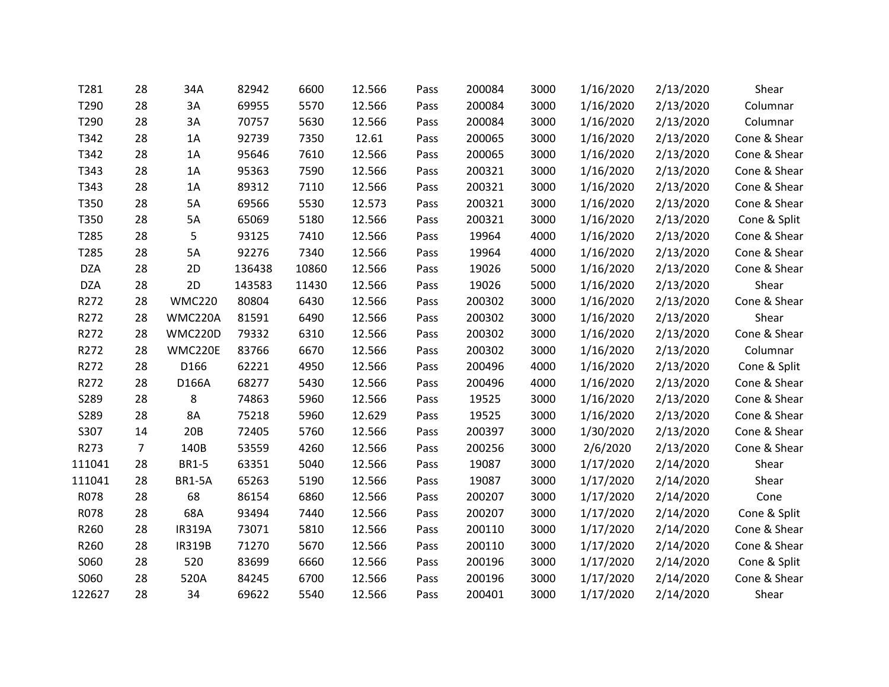| T281 | 28 | 34A | 82942 | 6600 | 12.566 | Pass | 200084 | 3000 | 1/16/2020 | 2/13/2020 | Shear |
|---|---|---|---|---|---|---|---|---|---|---|---|
| T290 | 28 | 3A | 69955 | 5570 | 12.566 | Pass | 200084 | 3000 | 1/16/2020 | 2/13/2020 | Columnar |
| T290 | 28 | 3A | 70757 | 5630 | 12.566 | Pass | 200084 | 3000 | 1/16/2020 | 2/13/2020 | Columnar |
| T342 | 28 | 1A | 92739 | 7350 | 12.61 | Pass | 200065 | 3000 | 1/16/2020 | 2/13/2020 | Cone & Shear |
| T342 | 28 | 1A | 95646 | 7610 | 12.566 | Pass | 200065 | 3000 | 1/16/2020 | 2/13/2020 | Cone & Shear |
| T343 | 28 | 1A | 95363 | 7590 | 12.566 | Pass | 200321 | 3000 | 1/16/2020 | 2/13/2020 | Cone & Shear |
| T343 | 28 | 1A | 89312 | 7110 | 12.566 | Pass | 200321 | 3000 | 1/16/2020 | 2/13/2020 | Cone & Shear |
| T350 | 28 | 5A | 69566 | 5530 | 12.573 | Pass | 200321 | 3000 | 1/16/2020 | 2/13/2020 | Cone & Shear |
| T350 | 28 | 5A | 65069 | 5180 | 12.566 | Pass | 200321 | 3000 | 1/16/2020 | 2/13/2020 | Cone & Split |
| T285 | 28 | 5 | 93125 | 7410 | 12.566 | Pass | 19964 | 4000 | 1/16/2020 | 2/13/2020 | Cone & Shear |
| T285 | 28 | 5A | 92276 | 7340 | 12.566 | Pass | 19964 | 4000 | 1/16/2020 | 2/13/2020 | Cone & Shear |
| DZA | 28 | 2D | 136438 | 10860 | 12.566 | Pass | 19026 | 5000 | 1/16/2020 | 2/13/2020 | Cone & Shear |
| DZA | 28 | 2D | 143583 | 11430 | 12.566 | Pass | 19026 | 5000 | 1/16/2020 | 2/13/2020 | Shear |
| R272 | 28 | WMC220 | 80804 | 6430 | 12.566 | Pass | 200302 | 3000 | 1/16/2020 | 2/13/2020 | Cone & Shear |
| R272 | 28 | WMC220A | 81591 | 6490 | 12.566 | Pass | 200302 | 3000 | 1/16/2020 | 2/13/2020 | Shear |
| R272 | 28 | WMC220D | 79332 | 6310 | 12.566 | Pass | 200302 | 3000 | 1/16/2020 | 2/13/2020 | Cone & Shear |
| R272 | 28 | WMC220E | 83766 | 6670 | 12.566 | Pass | 200302 | 3000 | 1/16/2020 | 2/13/2020 | Columnar |
| R272 | 28 | D166 | 62221 | 4950 | 12.566 | Pass | 200496 | 4000 | 1/16/2020 | 2/13/2020 | Cone & Split |
| R272 | 28 | D166A | 68277 | 5430 | 12.566 | Pass | 200496 | 4000 | 1/16/2020 | 2/13/2020 | Cone & Shear |
| S289 | 28 | 8 | 74863 | 5960 | 12.566 | Pass | 19525 | 3000 | 1/16/2020 | 2/13/2020 | Cone & Shear |
| S289 | 28 | 8A | 75218 | 5960 | 12.629 | Pass | 19525 | 3000 | 1/16/2020 | 2/13/2020 | Cone & Shear |
| S307 | 14 | 20B | 72405 | 5760 | 12.566 | Pass | 200397 | 3000 | 1/30/2020 | 2/13/2020 | Cone & Shear |
| R273 | 7 | 140B | 53559 | 4260 | 12.566 | Pass | 200256 | 3000 | 2/6/2020 | 2/13/2020 | Cone & Shear |
| 111041 | 28 | BR1-5 | 63351 | 5040 | 12.566 | Pass | 19087 | 3000 | 1/17/2020 | 2/14/2020 | Shear |
| 111041 | 28 | BR1-5A | 65263 | 5190 | 12.566 | Pass | 19087 | 3000 | 1/17/2020 | 2/14/2020 | Shear |
| R078 | 28 | 68 | 86154 | 6860 | 12.566 | Pass | 200207 | 3000 | 1/17/2020 | 2/14/2020 | Cone |
| R078 | 28 | 68A | 93494 | 7440 | 12.566 | Pass | 200207 | 3000 | 1/17/2020 | 2/14/2020 | Cone & Split |
| R260 | 28 | IR319A | 73071 | 5810 | 12.566 | Pass | 200110 | 3000 | 1/17/2020 | 2/14/2020 | Cone & Shear |
| R260 | 28 | IR319B | 71270 | 5670 | 12.566 | Pass | 200110 | 3000 | 1/17/2020 | 2/14/2020 | Cone & Shear |
| S060 | 28 | 520 | 83699 | 6660 | 12.566 | Pass | 200196 | 3000 | 1/17/2020 | 2/14/2020 | Cone & Split |
| S060 | 28 | 520A | 84245 | 6700 | 12.566 | Pass | 200196 | 3000 | 1/17/2020 | 2/14/2020 | Cone & Shear |
| 122627 | 28 | 34 | 69622 | 5540 | 12.566 | Pass | 200401 | 3000 | 1/17/2020 | 2/14/2020 | Shear |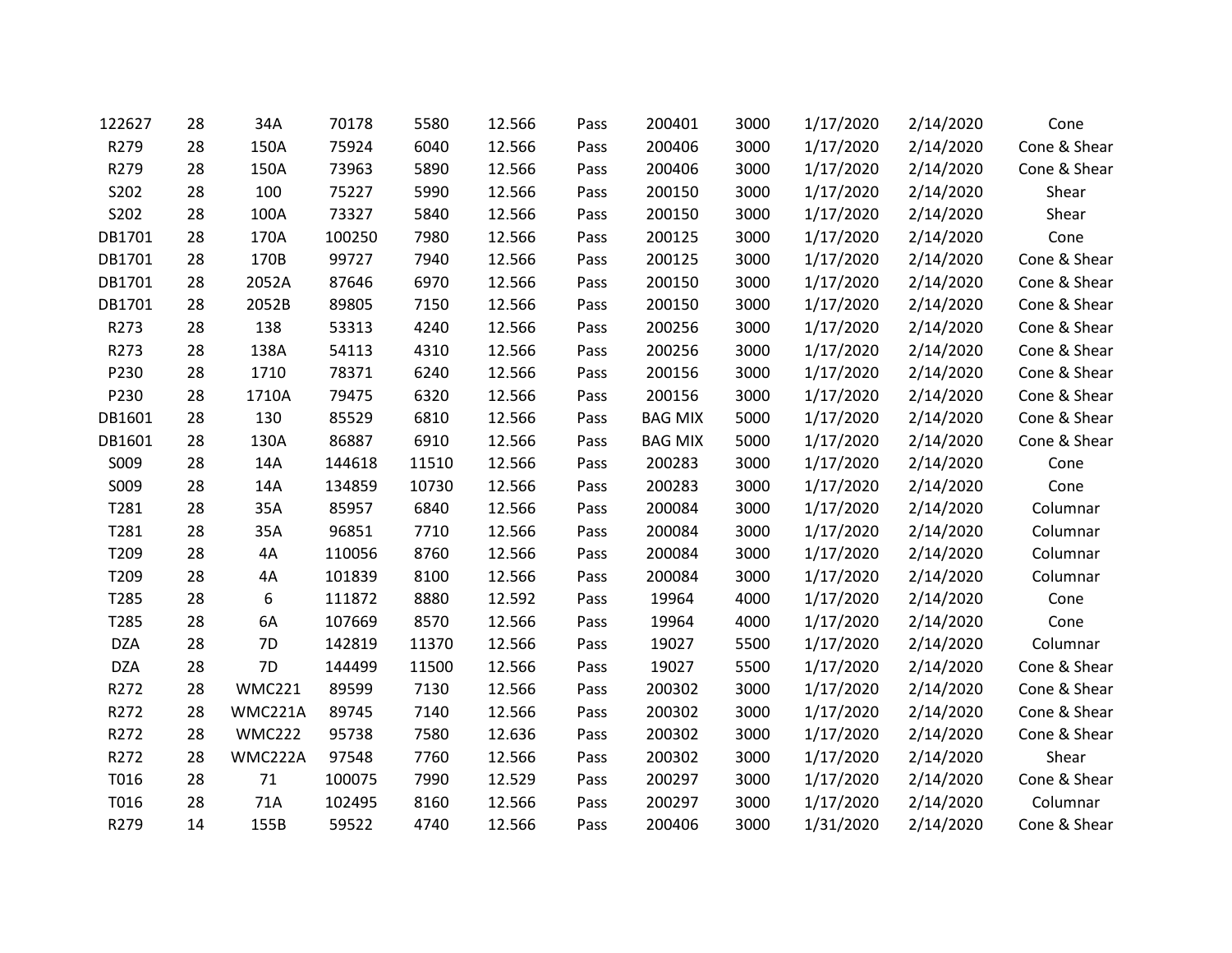| | | | | | | | | | | | |
|---|---|---|---|---|---|---|---|---|---|---|---|
| 122627 | 28 | 34A | 70178 | 5580 | 12.566 | Pass | 200401 | 3000 | 1/17/2020 | 2/14/2020 | Cone |
| R279 | 28 | 150A | 75924 | 6040 | 12.566 | Pass | 200406 | 3000 | 1/17/2020 | 2/14/2020 | Cone & Shear |
| R279 | 28 | 150A | 73963 | 5890 | 12.566 | Pass | 200406 | 3000 | 1/17/2020 | 2/14/2020 | Cone & Shear |
| S202 | 28 | 100 | 75227 | 5990 | 12.566 | Pass | 200150 | 3000 | 1/17/2020 | 2/14/2020 | Shear |
| S202 | 28 | 100A | 73327 | 5840 | 12.566 | Pass | 200150 | 3000 | 1/17/2020 | 2/14/2020 | Shear |
| DB1701 | 28 | 170A | 100250 | 7980 | 12.566 | Pass | 200125 | 3000 | 1/17/2020 | 2/14/2020 | Cone |
| DB1701 | 28 | 170B | 99727 | 7940 | 12.566 | Pass | 200125 | 3000 | 1/17/2020 | 2/14/2020 | Cone & Shear |
| DB1701 | 28 | 2052A | 87646 | 6970 | 12.566 | Pass | 200150 | 3000 | 1/17/2020 | 2/14/2020 | Cone & Shear |
| DB1701 | 28 | 2052B | 89805 | 7150 | 12.566 | Pass | 200150 | 3000 | 1/17/2020 | 2/14/2020 | Cone & Shear |
| R273 | 28 | 138 | 53313 | 4240 | 12.566 | Pass | 200256 | 3000 | 1/17/2020 | 2/14/2020 | Cone & Shear |
| R273 | 28 | 138A | 54113 | 4310 | 12.566 | Pass | 200256 | 3000 | 1/17/2020 | 2/14/2020 | Cone & Shear |
| P230 | 28 | 1710 | 78371 | 6240 | 12.566 | Pass | 200156 | 3000 | 1/17/2020 | 2/14/2020 | Cone & Shear |
| P230 | 28 | 1710A | 79475 | 6320 | 12.566 | Pass | 200156 | 3000 | 1/17/2020 | 2/14/2020 | Cone & Shear |
| DB1601 | 28 | 130 | 85529 | 6810 | 12.566 | Pass | BAG MIX | 5000 | 1/17/2020 | 2/14/2020 | Cone & Shear |
| DB1601 | 28 | 130A | 86887 | 6910 | 12.566 | Pass | BAG MIX | 5000 | 1/17/2020 | 2/14/2020 | Cone & Shear |
| S009 | 28 | 14A | 144618 | 11510 | 12.566 | Pass | 200283 | 3000 | 1/17/2020 | 2/14/2020 | Cone |
| S009 | 28 | 14A | 134859 | 10730 | 12.566 | Pass | 200283 | 3000 | 1/17/2020 | 2/14/2020 | Cone |
| T281 | 28 | 35A | 85957 | 6840 | 12.566 | Pass | 200084 | 3000 | 1/17/2020 | 2/14/2020 | Columnar |
| T281 | 28 | 35A | 96851 | 7710 | 12.566 | Pass | 200084 | 3000 | 1/17/2020 | 2/14/2020 | Columnar |
| T209 | 28 | 4A | 110056 | 8760 | 12.566 | Pass | 200084 | 3000 | 1/17/2020 | 2/14/2020 | Columnar |
| T209 | 28 | 4A | 101839 | 8100 | 12.566 | Pass | 200084 | 3000 | 1/17/2020 | 2/14/2020 | Columnar |
| T285 | 28 | 6 | 111872 | 8880 | 12.592 | Pass | 19964 | 4000 | 1/17/2020 | 2/14/2020 | Cone |
| T285 | 28 | 6A | 107669 | 8570 | 12.566 | Pass | 19964 | 4000 | 1/17/2020 | 2/14/2020 | Cone |
| DZA | 28 | 7D | 142819 | 11370 | 12.566 | Pass | 19027 | 5500 | 1/17/2020 | 2/14/2020 | Columnar |
| DZA | 28 | 7D | 144499 | 11500 | 12.566 | Pass | 19027 | 5500 | 1/17/2020 | 2/14/2020 | Cone & Shear |
| R272 | 28 | WMC221 | 89599 | 7130 | 12.566 | Pass | 200302 | 3000 | 1/17/2020 | 2/14/2020 | Cone & Shear |
| R272 | 28 | WMC221A | 89745 | 7140 | 12.566 | Pass | 200302 | 3000 | 1/17/2020 | 2/14/2020 | Cone & Shear |
| R272 | 28 | WMC222 | 95738 | 7580 | 12.636 | Pass | 200302 | 3000 | 1/17/2020 | 2/14/2020 | Cone & Shear |
| R272 | 28 | WMC222A | 97548 | 7760 | 12.566 | Pass | 200302 | 3000 | 1/17/2020 | 2/14/2020 | Shear |
| T016 | 28 | 71 | 100075 | 7990 | 12.529 | Pass | 200297 | 3000 | 1/17/2020 | 2/14/2020 | Cone & Shear |
| T016 | 28 | 71A | 102495 | 8160 | 12.566 | Pass | 200297 | 3000 | 1/17/2020 | 2/14/2020 | Columnar |
| R279 | 14 | 155B | 59522 | 4740 | 12.566 | Pass | 200406 | 3000 | 1/31/2020 | 2/14/2020 | Cone & Shear |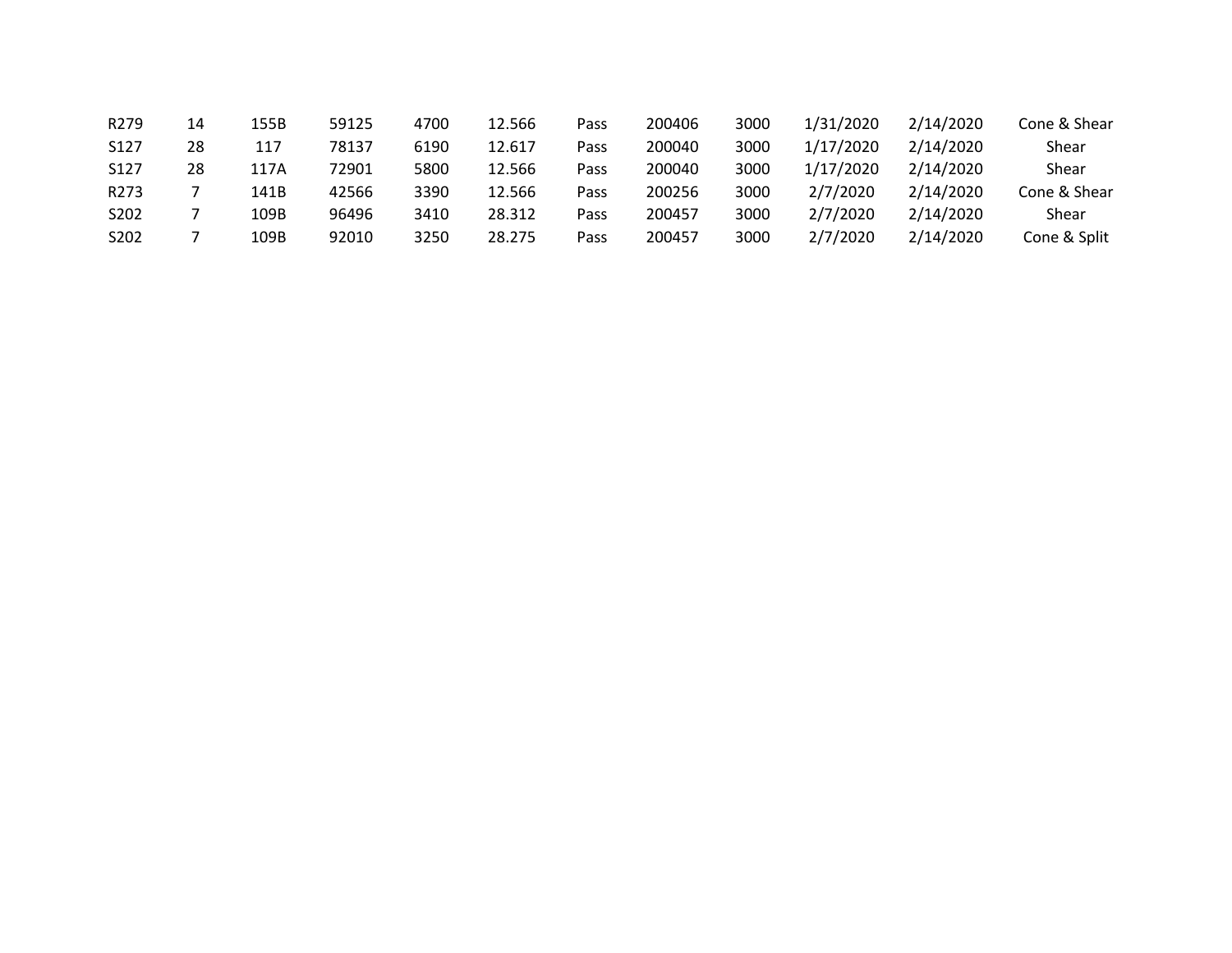| | | | | | | | | | | | |
|---|---|---|---|---|---|---|---|---|---|---|---|
| R279 | 14 | 155B | 59125 | 4700 | 12.566 | Pass | 200406 | 3000 | 1/31/2020 | 2/14/2020 | Cone & Shear |
| S127 | 28 | 117 | 78137 | 6190 | 12.617 | Pass | 200040 | 3000 | 1/17/2020 | 2/14/2020 | Shear |
| S127 | 28 | 117A | 72901 | 5800 | 12.566 | Pass | 200040 | 3000 | 1/17/2020 | 2/14/2020 | Shear |
| R273 | 7 | 141B | 42566 | 3390 | 12.566 | Pass | 200256 | 3000 | 2/7/2020 | 2/14/2020 | Cone & Shear |
| S202 | 7 | 109B | 96496 | 3410 | 28.312 | Pass | 200457 | 3000 | 2/7/2020 | 2/14/2020 | Shear |
| S202 | 7 | 109B | 92010 | 3250 | 28.275 | Pass | 200457 | 3000 | 2/7/2020 | 2/14/2020 | Cone & Split |